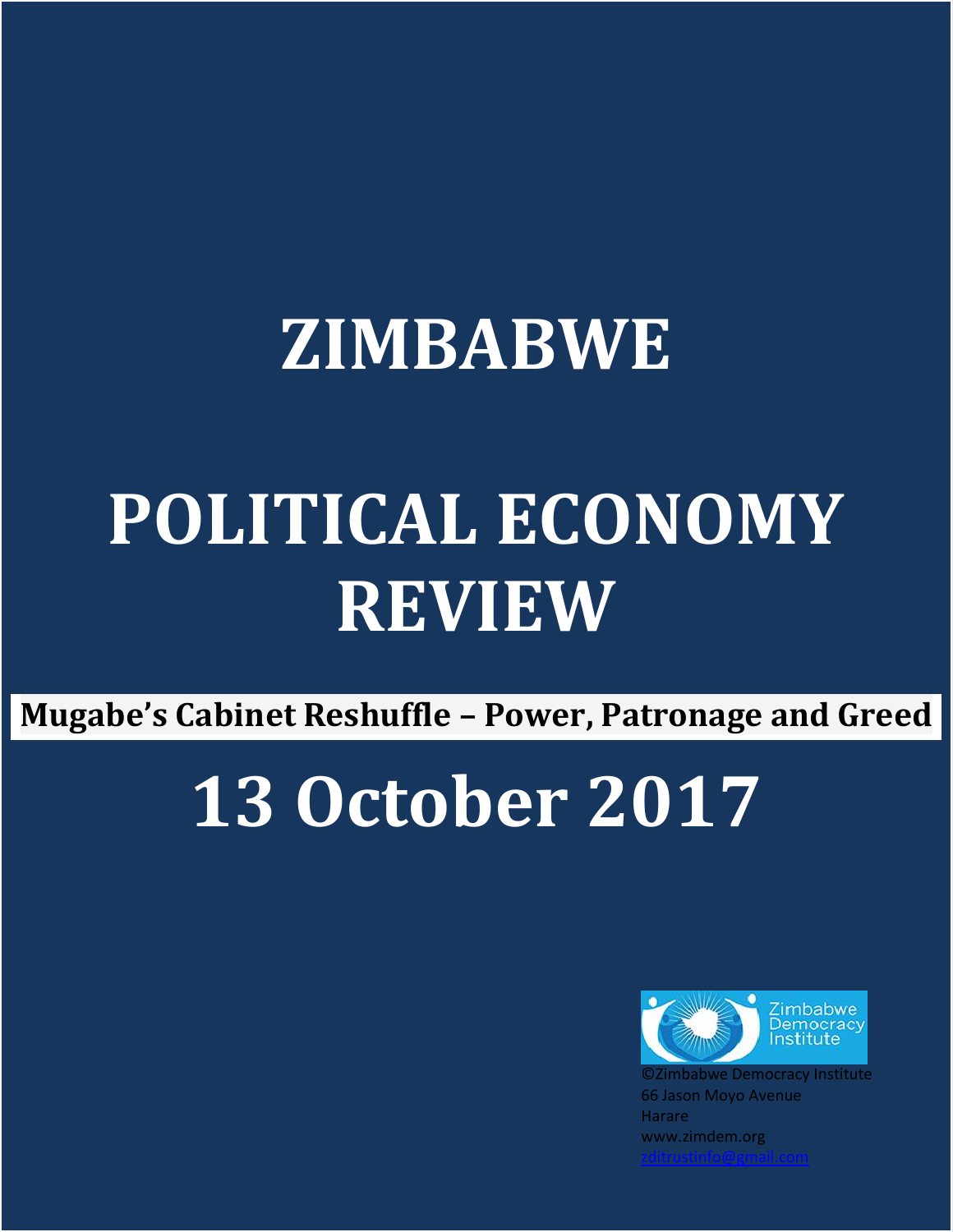# ZIMBABWE

# POLITICAL ECONOMY REVIEW

**Mugabe's Cabinet Reshuffle – Power, Patronage and Greed**

# 13 October 2017

©Zimbabwe Democracy Institute
66 Jason Moyo Avenue
Harare
www.zimdem.org
zditrustinfo@gmail.com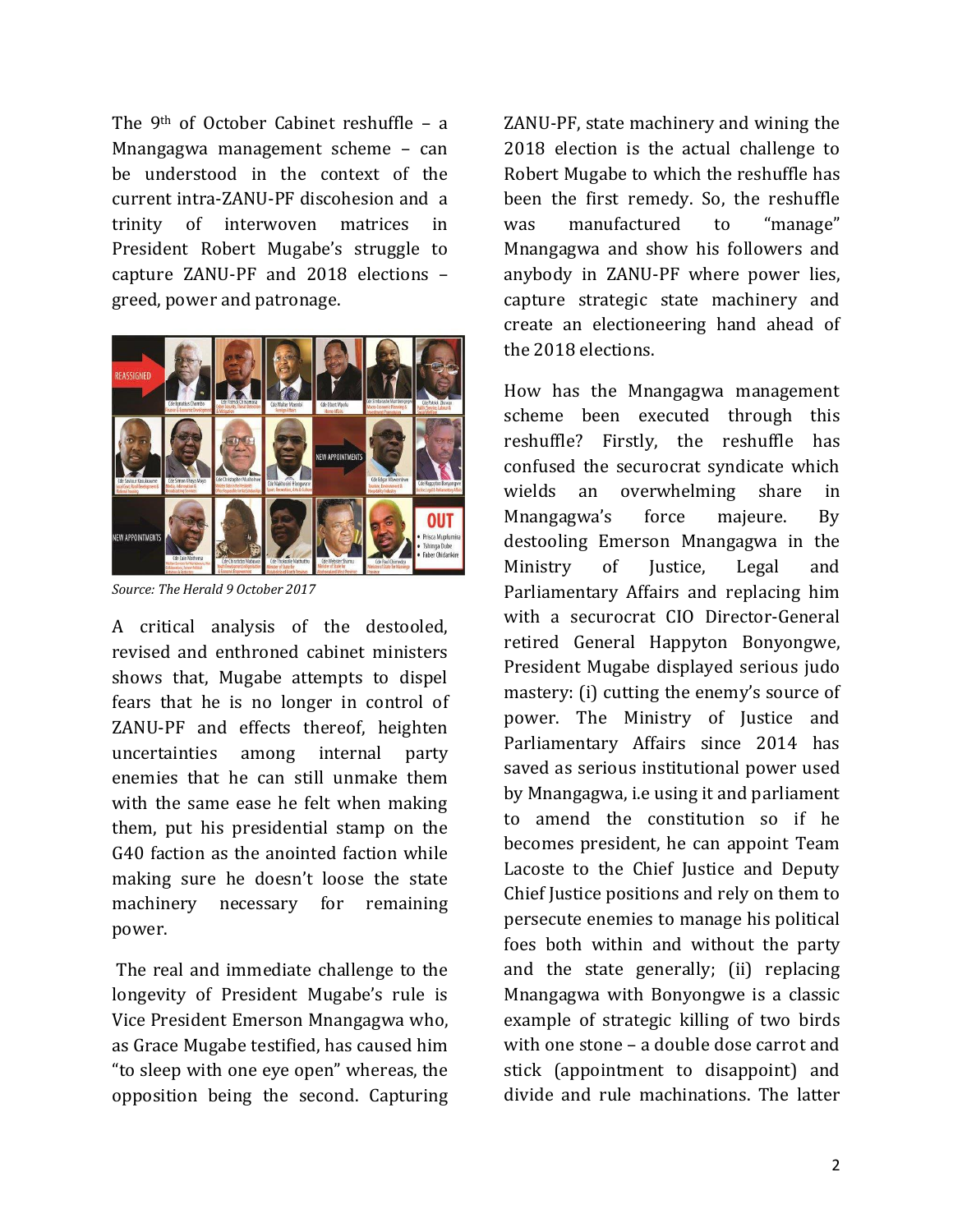The 9th of October Cabinet reshuffle – a Mnangagwa management scheme – can be understood in the context of the current intra-ZANU-PF discohesion and a trinity of interwoven matrices in President Robert Mugabe's struggle to capture ZANU-PF and 2018 elections – greed, power and patronage.

*Source: The Herald 9 October 2017*

A critical analysis of the destooled, revised and enthroned cabinet ministers shows that, Mugabe attempts to dispel fears that he is no longer in control of ZANU-PF and effects thereof, heighten uncertainties among internal party enemies that he can still unmake them with the same ease he felt when making them, put his presidential stamp on the G40 faction as the anointed faction while making sure he doesn't loose the state machinery necessary for remaining power.

The real and immediate challenge to the longevity of President Mugabe's rule is Vice President Emerson Mnangagwa who, as Grace Mugabe testified, has caused him "to sleep with one eye open" whereas, the opposition being the second. Capturing ZANU-PF, state machinery and wining the 2018 election is the actual challenge to Robert Mugabe to which the reshuffle has been the first remedy. So, the reshuffle was manufactured to "manage" Mnangagwa and show his followers and anybody in ZANU-PF where power lies, capture strategic state machinery and create an electioneering hand ahead of the 2018 elections.

How has the Mnangagwa management scheme been executed through this reshuffle? Firstly, the reshuffle has confused the securocrat syndicate which wields an overwhelming share in Mnangagwa's force majeure. By destooling Emerson Mnangagwa in the Ministry of Justice, Legal and Parliamentary Affairs and replacing him with a securocrat CIO Director-General retired General Happyton Bonyongwe, President Mugabe displayed serious judo mastery: (i) cutting the enemy's source of power. The Ministry of Justice and Parliamentary Affairs since 2014 has saved as serious institutional power used by Mnangagwa, i.e using it and parliament to amend the constitution so if he becomes president, he can appoint Team Lacoste to the Chief Justice and Deputy Chief Justice positions and rely on them to persecute enemies to manage his political foes both within and without the party and the state generally; (ii) replacing Mnangagwa with Bonyongwe is a classic example of strategic killing of two birds with one stone – a double dose carrot and stick (appointment to disappoint) and divide and rule machinations. The latter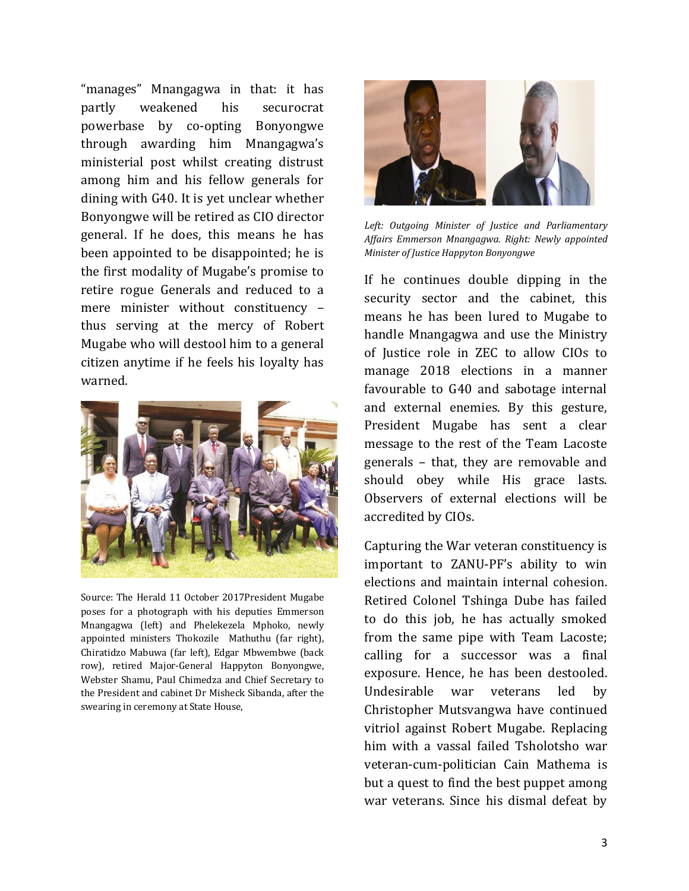"manages" Mnangagwa in that: it has partly weakened his securocrat powerbase by co-opting Bonyongwe through awarding him Mnangagwa's ministerial post whilst creating distrust among him and his fellow generals for dining with G40. It is yet unclear whether Bonyongwe will be retired as CIO director general. If he does, this means he has been appointed to be disappointed; he is the first modality of Mugabe's promise to retire rogue Generals and reduced to a mere minister without constituency – thus serving at the mercy of Robert Mugabe who will destool him to a general citizen anytime if he feels his loyalty has warned.

Source: The Herald 11 October 2017President Mugabe poses for a photograph with his deputies Emmerson Mnangagwa (left) and Phelekezela Mphoko, newly appointed ministers Thokozile Mathuthu (far right), Chiratidzo Mabuwa (far left), Edgar Mbwembwe (back row), retired Major-General Happyton Bonyongwe, Webster Shamu, Paul Chimedza and Chief Secretary to the President and cabinet Dr Misheck Sibanda, after the swearing in ceremony at State House,

*Left: Outgoing Minister of Justice and Parliamentary Affairs Emmerson Mnangagwa. Right: Newly appointed Minister of Justice Happyton Bonyongwe*

If he continues double dipping in the security sector and the cabinet, this means he has been lured to Mugabe to handle Mnangagwa and use the Ministry of Justice role in ZEC to allow CIOs to manage 2018 elections in a manner favourable to G40 and sabotage internal and external enemies. By this gesture, President Mugabe has sent a clear message to the rest of the Team Lacoste generals – that, they are removable and should obey while His grace lasts. Observers of external elections will be accredited by CIOs.

Capturing the War veteran constituency is important to ZANU-PF's ability to win elections and maintain internal cohesion. Retired Colonel Tshinga Dube has failed to do this job, he has actually smoked from the same pipe with Team Lacoste; calling for a successor was a final exposure. Hence, he has been destooled. Undesirable war veterans led by Christopher Mutsvangwa have continued vitriol against Robert Mugabe. Replacing him with a vassal failed Tsholotsho war veteran-cum-politician Cain Mathema is but a quest to find the best puppet among war veterans. Since his dismal defeat by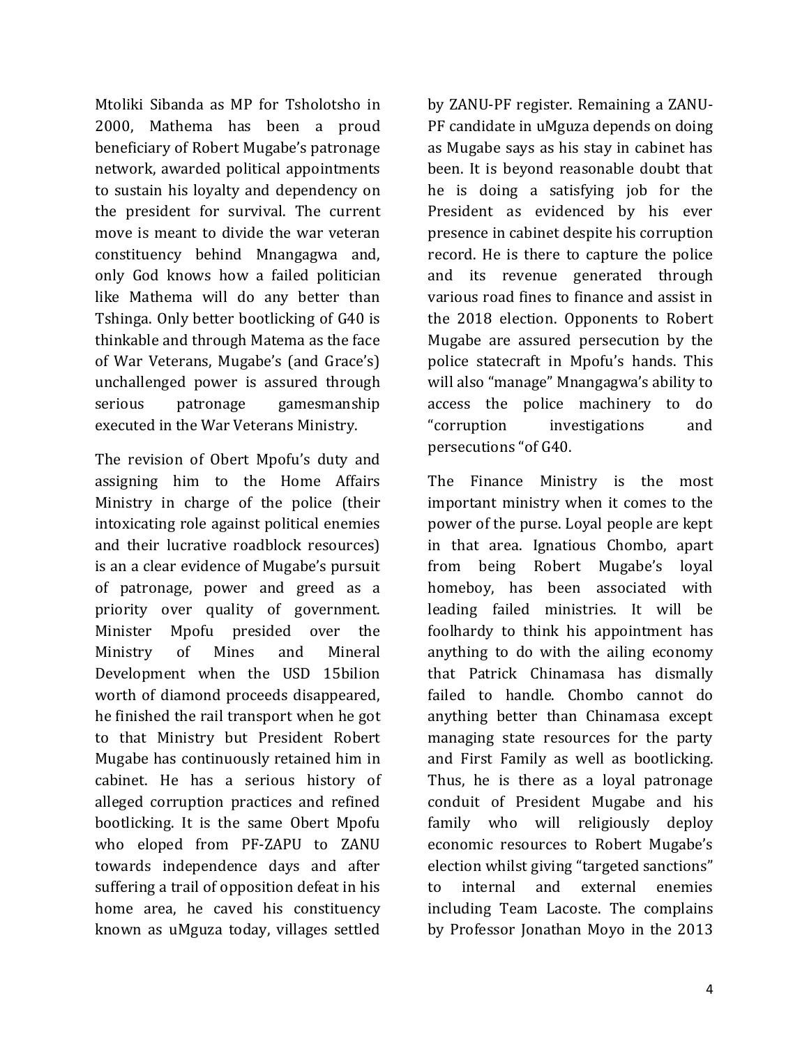Mtoliki Sibanda as MP for Tsholotsho in 2000, Mathema has been a proud beneficiary of Robert Mugabe's patronage network, awarded political appointments to sustain his loyalty and dependency on the president for survival. The current move is meant to divide the war veteran constituency behind Mnangagwa and, only God knows how a failed politician like Mathema will do any better than Tshinga. Only better bootlicking of G40 is thinkable and through Matema as the face of War Veterans, Mugabe's (and Grace's) unchallenged power is assured through serious patronage gamesmanship executed in the War Veterans Ministry.

The revision of Obert Mpofu's duty and assigning him to the Home Affairs Ministry in charge of the police (their intoxicating role against political enemies and their lucrative roadblock resources) is an a clear evidence of Mugabe's pursuit of patronage, power and greed as a priority over quality of government. Minister Mpofu presided over the Ministry of Mines and Mineral Development when the USD 15bilion worth of diamond proceeds disappeared, he finished the rail transport when he got to that Ministry but President Robert Mugabe has continuously retained him in cabinet. He has a serious history of alleged corruption practices and refined bootlicking. It is the same Obert Mpofu who eloped from PF-ZAPU to ZANU towards independence days and after suffering a trail of opposition defeat in his home area, he caved his constituency known as uMguza today, villages settled by ZANU-PF register. Remaining a ZANU-PF candidate in uMguza depends on doing as Mugabe says as his stay in cabinet has been. It is beyond reasonable doubt that he is doing a satisfying job for the President as evidenced by his ever presence in cabinet despite his corruption record. He is there to capture the police and its revenue generated through various road fines to finance and assist in the 2018 election. Opponents to Robert Mugabe are assured persecution by the police statecraft in Mpofu's hands. This will also "manage" Mnangagwa's ability to access the police machinery to do "corruption investigations and persecutions "of G40.

The Finance Ministry is the most important ministry when it comes to the power of the purse. Loyal people are kept in that area. Ignatious Chombo, apart from being Robert Mugabe's loyal homeboy, has been associated with leading failed ministries. It will be foolhardy to think his appointment has anything to do with the ailing economy that Patrick Chinamasa has dismally failed to handle. Chombo cannot do anything better than Chinamasa except managing state resources for the party and First Family as well as bootlicking. Thus, he is there as a loyal patronage conduit of President Mugabe and his family who will religiously deploy economic resources to Robert Mugabe's election whilst giving "targeted sanctions" to internal and external enemies including Team Lacoste. The complains by Professor Jonathan Moyo in the 2013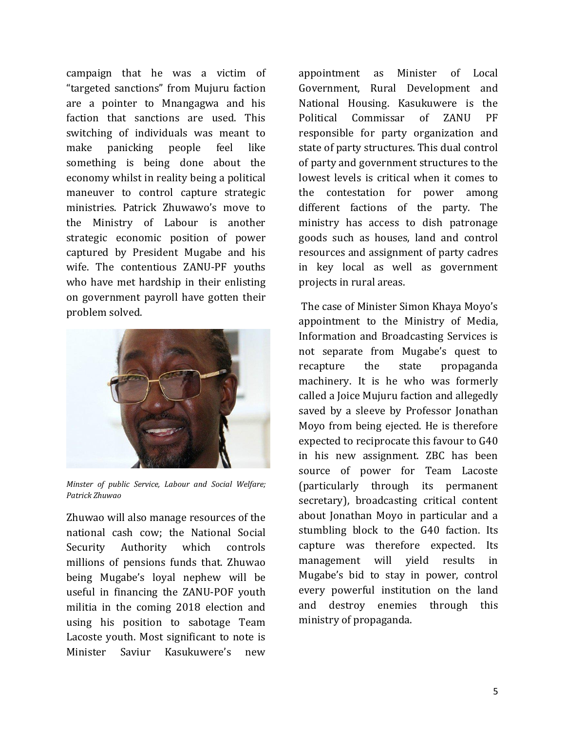campaign that he was a victim of "targeted sanctions" from Mujuru faction are a pointer to Mnangagwa and his faction that sanctions are used. This switching of individuals was meant to make panicking people feel like something is being done about the economy whilst in reality being a political maneuver to control capture strategic ministries. Patrick Zhuwawo's move to the Ministry of Labour is another strategic economic position of power captured by President Mugabe and his wife. The contentious ZANU-PF youths who have met hardship in their enlisting on government payroll have gotten their problem solved.

*Minster of public Service, Labour and Social Welfare; Patrick Zhuwao*

Zhuwao will also manage resources of the national cash cow; the National Social Security Authority which controls millions of pensions funds that. Zhuwao being Mugabe's loyal nephew will be useful in financing the ZANU-POF youth militia in the coming 2018 election and using his position to sabotage Team Lacoste youth. Most significant to note is Minister Saviur Kasukuwere's new appointment as Minister of Local Government, Rural Development and National Housing. Kasukuwere is the Political Commissar of ZANU PF responsible for party organization and state of party structures. This dual control of party and government structures to the lowest levels is critical when it comes to the contestation for power among different factions of the party. The ministry has access to dish patronage goods such as houses, land and control resources and assignment of party cadres in key local as well as government projects in rural areas.

The case of Minister Simon Khaya Moyo's appointment to the Ministry of Media, Information and Broadcasting Services is not separate from Mugabe's quest to recapture the state propaganda machinery. It is he who was formerly called a Joice Mujuru faction and allegedly saved by a sleeve by Professor Jonathan Moyo from being ejected. He is therefore expected to reciprocate this favour to G40 in his new assignment. ZBC has been source of power for Team Lacoste (particularly through its permanent secretary), broadcasting critical content about Jonathan Moyo in particular and a stumbling block to the G40 faction. Its capture was therefore expected. Its management will yield results in Mugabe's bid to stay in power, control every powerful institution on the land and destroy enemies through this ministry of propaganda.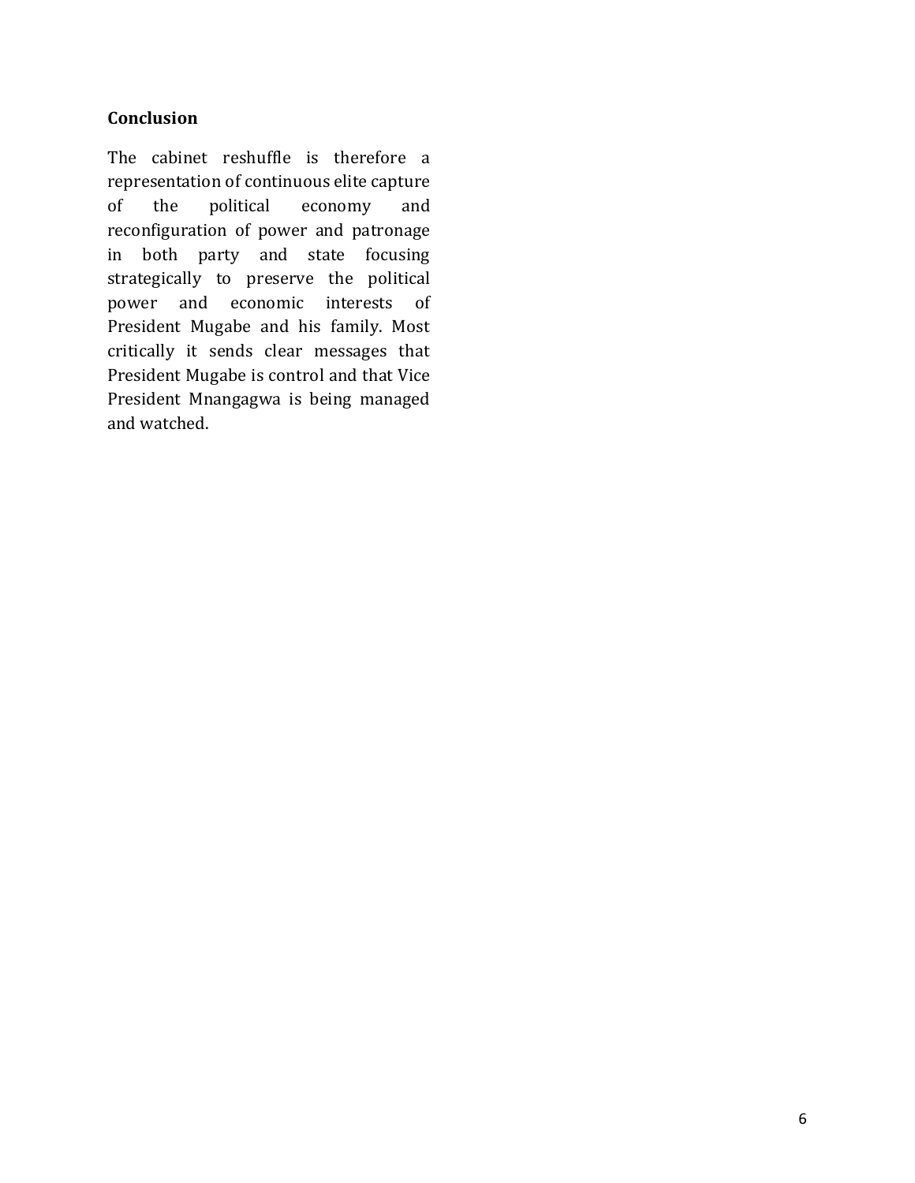**Conclusion**

The cabinet reshuffle is therefore a representation of continuous elite capture of the political economy and reconfiguration of power and patronage in both party and state focusing strategically to preserve the political power and economic interests of President Mugabe and his family. Most critically it sends clear messages that President Mugabe is control and that Vice President Mnangagwa is being managed and watched.